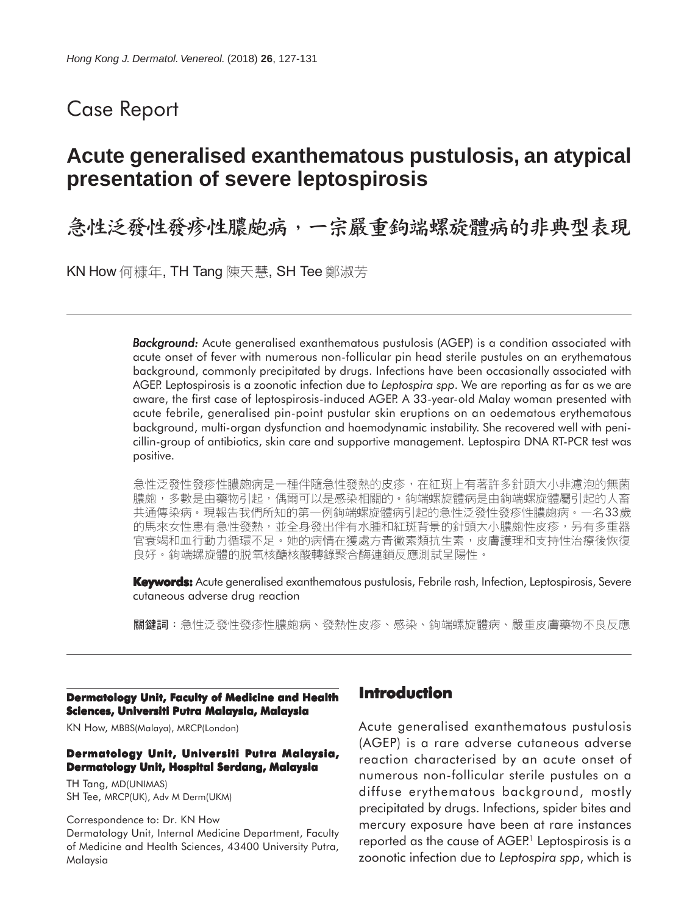# Case Report

## Acute generalised exanthematous pustulosis, an atypical presentation of severe leptospirosis

## 急性泛發性發疹性膿皰病，一宗嚴重鉤端螺旋體病的非典型表現

KN How 何糠年, TH Tang 陳天慧, SH Tee 鄭淑芳

***Background:*** Acute generalised exanthematous pustulosis (AGEP) is a condition associated with acute onset of fever with numerous non-follicular pin head sterile pustules on an erythematous background, commonly precipitated by drugs. Infections have been occasionally associated with AGEP. Leptospirosis is a zoonotic infection due to *Leptospira spp*. We are reporting as far as we are aware, the first case of leptospirosis-induced AGEP. A 33-year-old Malay woman presented with acute febrile, generalised pin-point pustular skin eruptions on an oedematous erythematous background, multi-organ dysfunction and haemodynamic instability. She recovered well with penicillin-group of antibiotics, skin care and supportive management. Leptospira DNA RT-PCR test was positive.

急性泛發性發疹性膿皰病是一種伴隨急性發熱的皮疹，在紅斑上有著許多針頭大小非濾泡的無菌膿皰，多數是由藥物引起，偶爾可以是感染相關的。鉤端螺旋體病是由鉤端螺旋體屬引起的人畜共通傳染病。現報告我們所知的第一例鉤端螺旋體病引起的急性泛發性發疹性膿皰病。一名33歲的馬來女性患有急性發熱，並全身發出伴有水腫和紅斑背景的針頭大小膿皰性皮疹，另有多重器官衰竭和血行動力循環不足。她的病情在獲處方青黴素類抗生素，皮膚護理和支持性治療後恢復良好。鉤端螺旋體的脫氧核醣核酸轉錄聚合酶連鎖反應測試呈陽性。

**Keywords:** Acute generalised exanthematous pustulosis, Febrile rash, Infection, Leptospirosis, Severe cutaneous adverse drug reaction

**關鍵詞**：急性泛發性發疹性膿皰病、發熱性皮疹、感染、鉤端螺旋體病、嚴重皮膚藥物不良反應

**Dermatology Unit, Faculty of Medicine and Health Sciences, Universiti Putra Malaysia, Malaysia**

KN How, MBBS(Malaya), MRCP(London)

**Dermatology Unit, Universiti Putra Malaysia, Dermatology Unit, Hospital Serdang, Malaysia**

TH Tang, MD(UNIMAS)
SH Tee, MRCP(UK), Adv M Derm(UKM)

Correspondence to: Dr. KN How
Dermatology Unit, Internal Medicine Department, Faculty of Medicine and Health Sciences, 43400 University Putra, Malaysia

## Introduction

Acute generalised exanthematous pustulosis (AGEP) is a rare adverse cutaneous adverse reaction characterised by an acute onset of numerous non-follicular sterile pustules on a diffuse erythematous background, mostly precipitated by drugs. Infections, spider bites and mercury exposure have been at rare instances reported as the cause of AGEP.[1] Leptospirosis is a zoonotic infection due to *Leptospira spp*, which is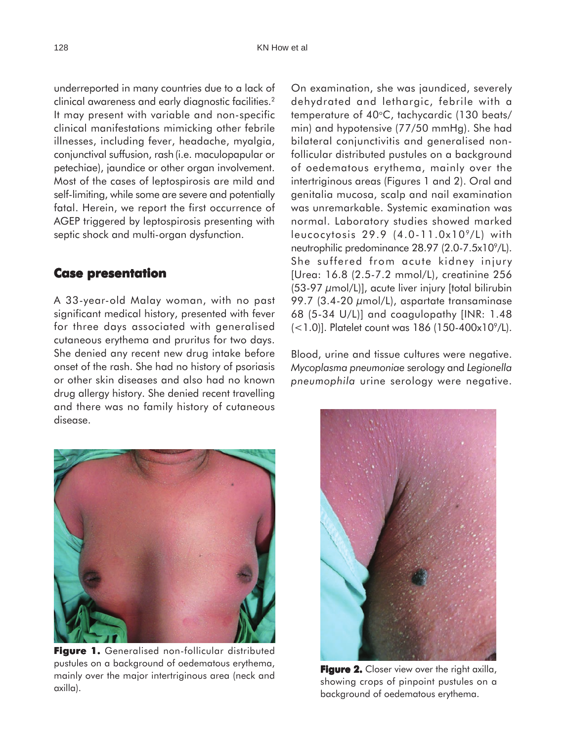underreported in many countries due to a lack of clinical awareness and early diagnostic facilities.[2] It may present with variable and non-specific clinical manifestations mimicking other febrile illnesses, including fever, headache, myalgia, conjunctival suffusion, rash (i.e. maculopapular or petechiae), jaundice or other organ involvement. Most of the cases of leptospirosis are mild and self-limiting, while some are severe and potentially fatal. Herein, we report the first occurrence of AGEP triggered by leptospirosis presenting with septic shock and multi-organ dysfunction.

## Case presentation

A 33-year-old Malay woman, with no past significant medical history, presented with fever for three days associated with generalised cutaneous erythema and pruritus for two days. She denied any recent new drug intake before onset of the rash. She had no history of psoriasis or other skin diseases and also had no known drug allergy history. She denied recent travelling and there was no family history of cutaneous disease.

**Figure 1.** Generalised non-follicular distributed pustules on a background of oedematous erythema, mainly over the major intertriginous area (neck and axilla).

On examination, she was jaundiced, severely dehydrated and lethargic, febrile with a temperature of 40°C, tachycardic (130 beats/min) and hypotensive (77/50 mmHg). She had bilateral conjunctivitis and generalised non-follicular distributed pustules on a background of oedematous erythema, mainly over the intertriginous areas (Figures 1 and 2). Oral and genitalia mucosa, scalp and nail examination was unremarkable. Systemic examination was normal. Laboratory studies showed marked leucocytosis 29.9 ($4.0-11.0x10^9/L$) with neutrophilic predominance 28.97 ($2.0-7.5x10^9/L$). She suffered from acute kidney injury [Urea: 16.8 (2.5-7.2 mmol/L), creatinine 256 (53-97 $\mu$mol/L)], acute liver injury [total bilirubin 99.7 (3.4-20 $\mu$mol/L), aspartate transaminase 68 (5-34 U/L)] and coagulopathy [INR: 1.48 (<1.0)]. Platelet count was 186 ($150-400x10^9/L$).

Blood, urine and tissue cultures were negative. *Mycoplasma pneumoniae* serology and *Legionella pneumophila* urine serology were negative.

**Figure 2.** Closer view over the right axilla, showing crops of pinpoint pustules on a background of oedematous erythema.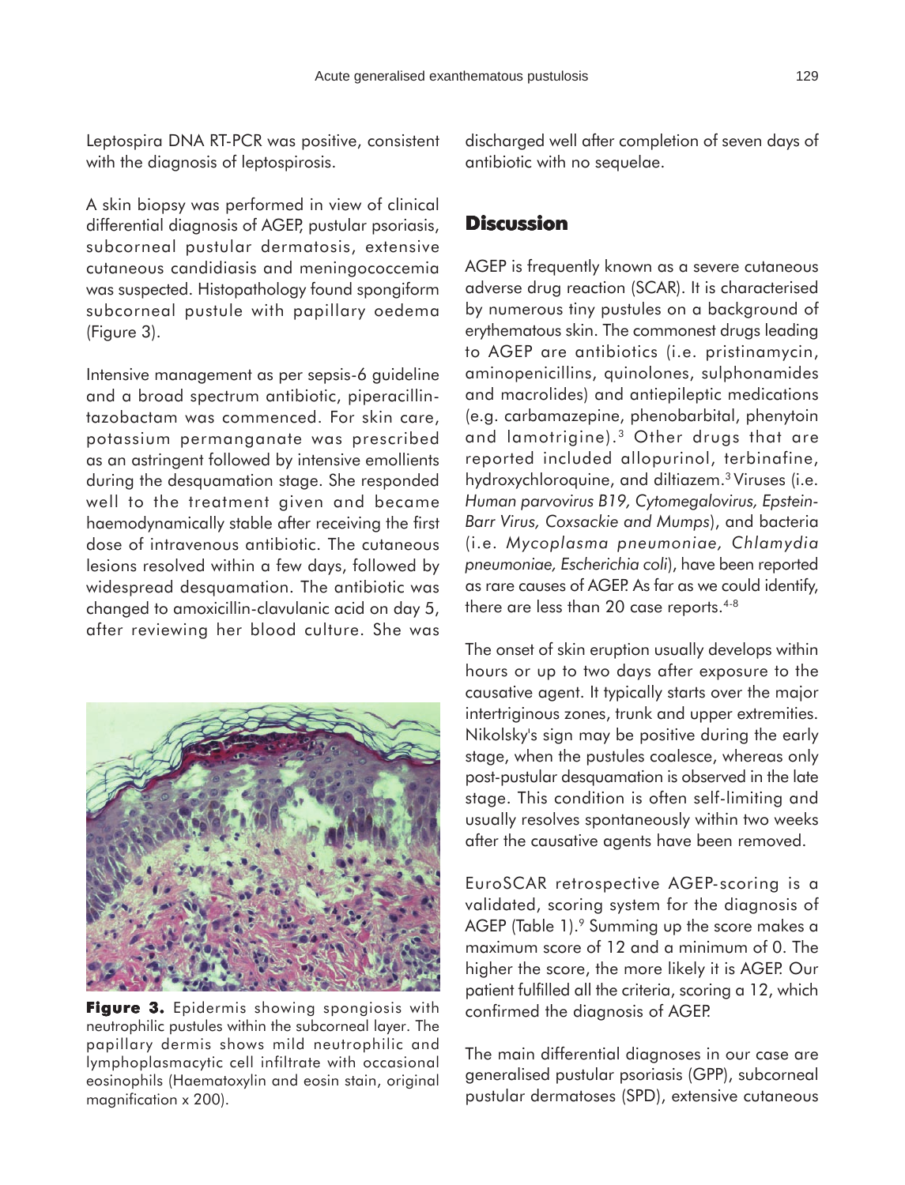Leptospira DNA RT-PCR was positive, consistent with the diagnosis of leptospirosis.

A skin biopsy was performed in view of clinical differential diagnosis of AGEP, pustular psoriasis, subcorneal pustular dermatosis, extensive cutaneous candidiasis and meningococcemia was suspected. Histopathology found spongiform subcorneal pustule with papillary oedema (Figure 3).

Intensive management as per sepsis-6 guideline and a broad spectrum antibiotic, piperacillin-tazobactam was commenced. For skin care, potassium permanganate was prescribed as an astringent followed by intensive emollients during the desquamation stage. She responded well to the treatment given and became haemodynamically stable after receiving the first dose of intravenous antibiotic. The cutaneous lesions resolved within a few days, followed by widespread desquamation. The antibiotic was changed to amoxicillin-clavulanic acid on day 5, after reviewing her blood culture. She was discharged well after completion of seven days of antibiotic with no sequelae.

**Figure 3.** Epidermis showing spongiosis with neutrophilic pustules within the subcorneal layer. The papillary dermis shows mild neutrophilic and lymphoplasmacytic cell infiltrate with occasional eosinophils (Haematoxylin and eosin stain, original magnification x 200).

## Discussion

AGEP is frequently known as a severe cutaneous adverse drug reaction (SCAR). It is characterised by numerous tiny pustules on a background of erythematous skin. The commonest drugs leading to AGEP are antibiotics (i.e. pristinamycin, aminopenicillins, quinolones, sulphonamides and macrolides) and antiepileptic medications (e.g. carbamazepine, phenobarbital, phenytoin and lamotrigine).[3] Other drugs that are reported included allopurinol, terbinafine, hydroxychloroquine, and diltiazem.[3] Viruses (i.e. *Human parvovirus B19, Cytomegalovirus, Epstein-Barr Virus, Coxsackie and Mumps*), and bacteria (i.e. *Mycoplasma pneumoniae, Chlamydia pneumoniae, Escherichia coli*), have been reported as rare causes of AGEP. As far as we could identify, there are less than 20 case reports.[4-8]

The onset of skin eruption usually develops within hours or up to two days after exposure to the causative agent. It typically starts over the major intertriginous zones, trunk and upper extremities. Nikolsky's sign may be positive during the early stage, when the pustules coalesce, whereas only post-pustular desquamation is observed in the late stage. This condition is often self-limiting and usually resolves spontaneously within two weeks after the causative agents have been removed.

EuroSCAR retrospective AGEP-scoring is a validated, scoring system for the diagnosis of AGEP (Table 1).[9] Summing up the score makes a maximum score of 12 and a minimum of 0. The higher the score, the more likely it is AGEP. Our patient fulfilled all the criteria, scoring a 12, which confirmed the diagnosis of AGEP.

The main differential diagnoses in our case are generalised pustular psoriasis (GPP), subcorneal pustular dermatoses (SPD), extensive cutaneous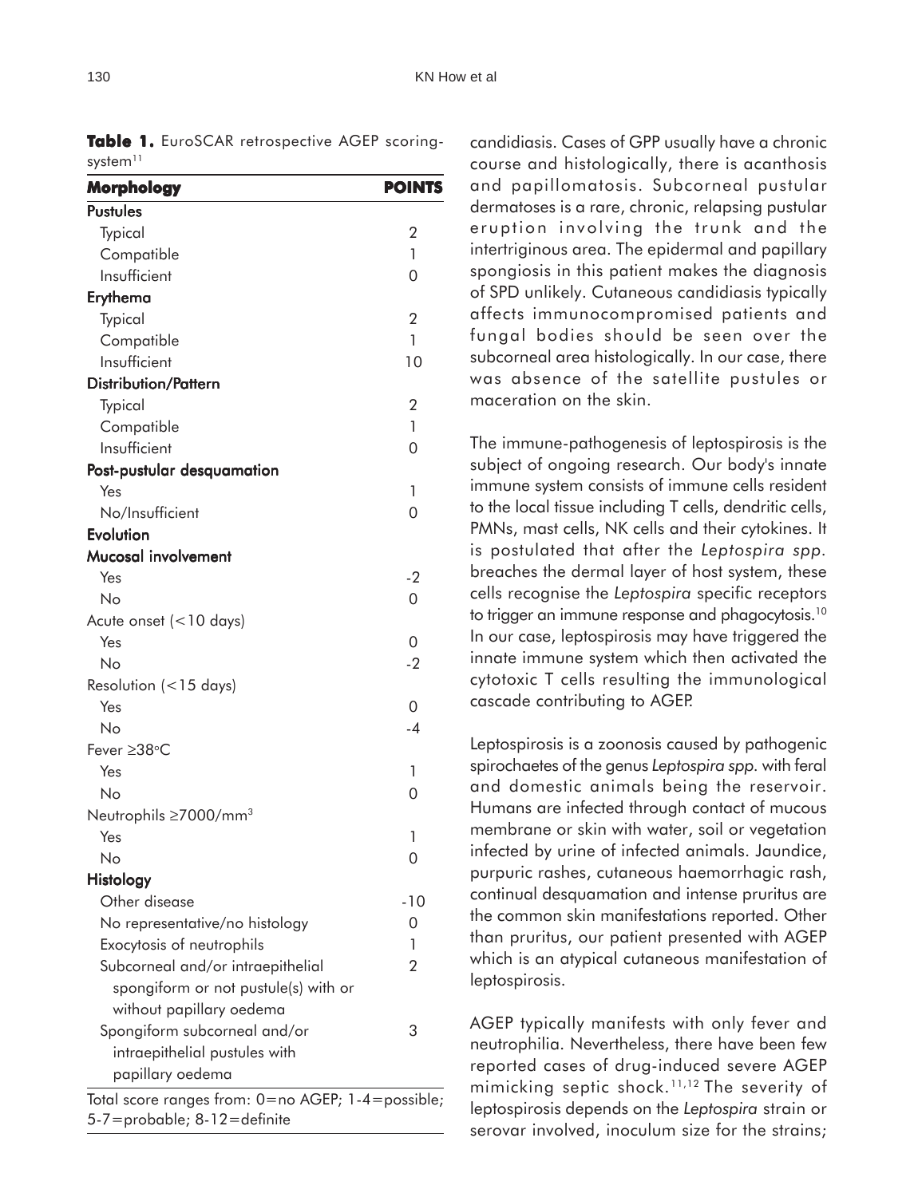**Table 1.** EuroSCAR retrospective AGEP scoring-system[11]

| Morphology | POINTS |
|---|---|
| **Pustules** | |
| Typical | 2 |
| Compatible | 1 |
| Insufficient | 0 |
| **Erythema** | |
| Typical | 2 |
| Compatible | 1 |
| Insufficient | 10 |
| **Distribution/Pattern** | |
| Typical | 2 |
| Compatible | 1 |
| Insufficient | 0 |
| **Post-pustular desquamation** | |
| Yes | 1 |
| No/Insufficient | 0 |
| **Evolution** | |
| **Mucosal involvement** | |
| Yes | -2 |
| No | 0 |
| Acute onset (<10 days) | |
| Yes | 0 |
| No | -2 |
| Resolution (<15 days) | |
| Yes | 0 |
| No | -4 |
| Fever ≥38°C | |
| Yes | 1 |
| No | 0 |
| Neutrophils ≥7000/mm$^3$ | |
| Yes | 1 |
| No | 0 |
| **Histology** | |
| Other disease | -10 |
| No representative/no histology | 0 |
| Exocytosis of neutrophils | 1 |
| Subcorneal and/or intraepithelial spongiform or not pustule(s) with or without papillary oedema | 2 |
| Spongiform subcorneal and/or intraepithelial pustules with papillary oedema | 3 |

Total score ranges from: 0=no AGEP; 1-4=possible; 5-7=probable; 8-12=definite

candidiasis. Cases of GPP usually have a chronic course and histologically, there is acanthosis and papillomatosis. Subcorneal pustular dermatoses is a rare, chronic, relapsing pustular eruption involving the trunk and the intertriginous area. The epidermal and papillary spongiosis in this patient makes the diagnosis of SPD unlikely. Cutaneous candidiasis typically affects immunocompromised patients and fungal bodies should be seen over the subcorneal area histologically. In our case, there was absence of the satellite pustules or maceration on the skin.

The immune-pathogenesis of leptospirosis is the subject of ongoing research. Our body's innate immune system consists of immune cells resident to the local tissue including T cells, dendritic cells, PMNs, mast cells, NK cells and their cytokines. It is postulated that after the *Leptospira spp.* breaches the dermal layer of host system, these cells recognise the *Leptospira* specific receptors to trigger an immune response and phagocytosis.[10] In our case, leptospirosis may have triggered the innate immune system which then activated the cytotoxic T cells resulting the immunological cascade contributing to AGEP.

Leptospirosis is a zoonosis caused by pathogenic spirochaetes of the genus *Leptospira spp.* with feral and domestic animals being the reservoir. Humans are infected through contact of mucous membrane or skin with water, soil or vegetation infected by urine of infected animals. Jaundice, purpuric rashes, cutaneous haemorrhagic rash, continual desquamation and intense pruritus are the common skin manifestations reported. Other than pruritus, our patient presented with AGEP which is an atypical cutaneous manifestation of leptospirosis.

AGEP typically manifests with only fever and neutrophilia. Nevertheless, there have been few reported cases of drug-induced severe AGEP mimicking septic shock.[11,12] The severity of leptospirosis depends on the *Leptospira* strain or serovar involved, inoculum size for the strains;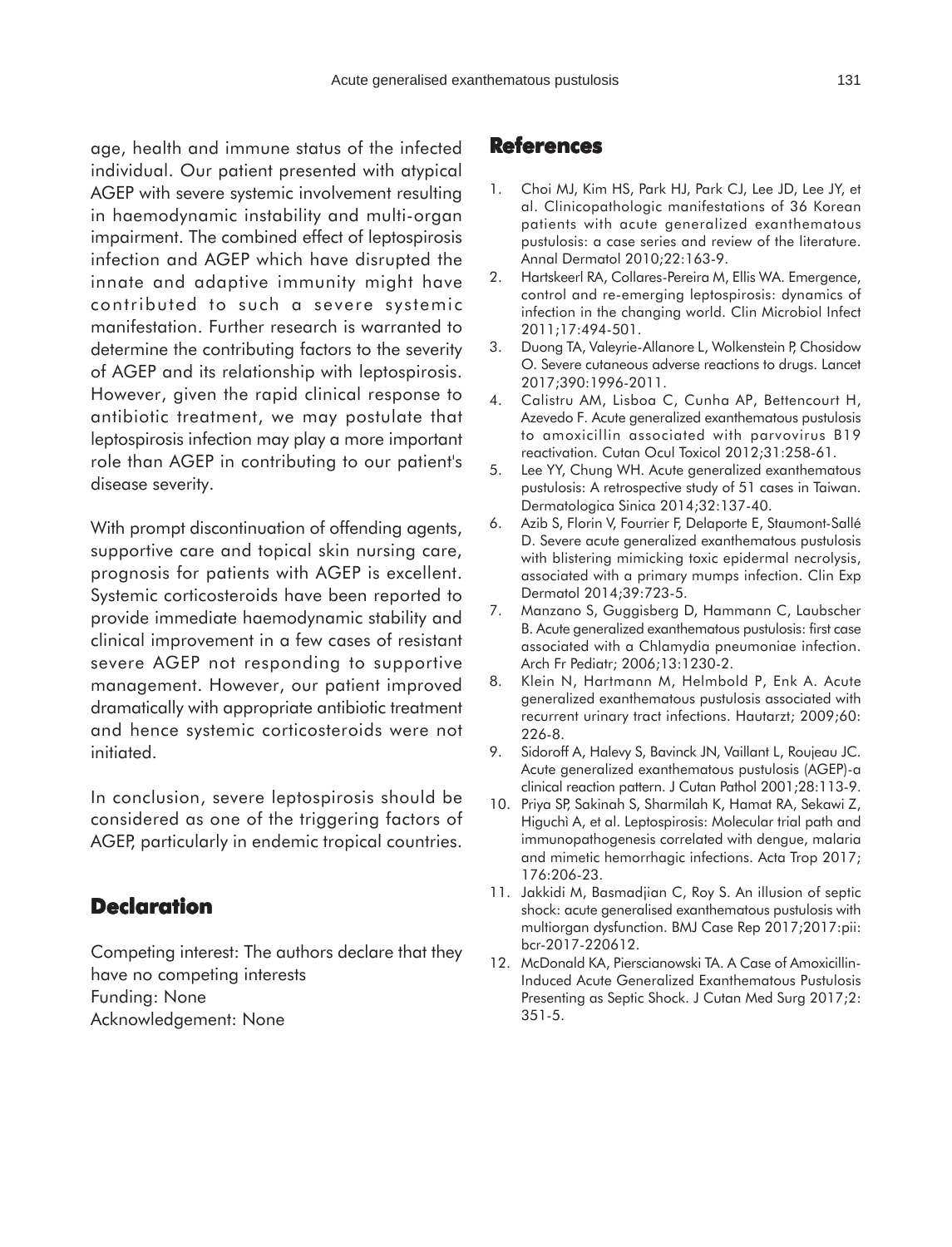age, health and immune status of the infected individual. Our patient presented with atypical AGEP with severe systemic involvement resulting in haemodynamic instability and multi-organ impairment. The combined effect of leptospirosis infection and AGEP which have disrupted the innate and adaptive immunity might have contributed to such a severe systemic manifestation. Further research is warranted to determine the contributing factors to the severity of AGEP and its relationship with leptospirosis. However, given the rapid clinical response to antibiotic treatment, we may postulate that leptospirosis infection may play a more important role than AGEP in contributing to our patient's disease severity.

With prompt discontinuation of offending agents, supportive care and topical skin nursing care, prognosis for patients with AGEP is excellent. Systemic corticosteroids have been reported to provide immediate haemodynamic stability and clinical improvement in a few cases of resistant severe AGEP not responding to supportive management. However, our patient improved dramatically with appropriate antibiotic treatment and hence systemic corticosteroids were not initiated.

In conclusion, severe leptospirosis should be considered as one of the triggering factors of AGEP, particularly in endemic tropical countries.

## Declaration

Competing interest: The authors declare that they have no competing interests
Funding: None
Acknowledgement: None

## References

1. Choi MJ, Kim HS, Park HJ, Park CJ, Lee JD, Lee JY, et al. Clinicopathologic manifestations of 36 Korean patients with acute generalized exanthematous pustulosis: a case series and review of the literature. Annal Dermatol 2010;22:163-9.
2. Hartskeerl RA, Collares-Pereira M, Ellis WA. Emergence, control and re-emerging leptospirosis: dynamics of infection in the changing world. Clin Microbiol Infect 2011;17:494-501.
3. Duong TA, Valeyrie-Allanore L, Wolkenstein P, Chosidow O. Severe cutaneous adverse reactions to drugs. Lancet 2017;390:1996-2011.
4. Calistru AM, Lisboa C, Cunha AP, Bettencourt H, Azevedo F. Acute generalized exanthematous pustulosis to amoxicillin associated with parvovirus B19 reactivation. Cutan Ocul Toxicol 2012;31:258-61.
5. Lee YY, Chung WH. Acute generalized exanthematous pustulosis: A retrospective study of 51 cases in Taiwan. Dermatologica Sinica 2014;32:137-40.
6. Azib S, Florin V, Fourrier F, Delaporte E, Staumont-Sallé D. Severe acute generalized exanthematous pustulosis with blistering mimicking toxic epidermal necrolysis, associated with a primary mumps infection. Clin Exp Dermatol 2014;39:723-5.
7. Manzano S, Guggisberg D, Hammann C, Laubscher B. Acute generalized exanthematous pustulosis: first case associated with a Chlamydia pneumoniae infection. Arch Fr Pediatr; 2006;13:1230-2.
8. Klein N, Hartmann M, Helmbold P, Enk A. Acute generalized exanthematous pustulosis associated with recurrent urinary tract infections. Hautarzt; 2009;60: 226-8.
9. Sidoroff A, Halevy S, Bavinck JN, Vaillant L, Roujeau JC. Acute generalized exanthematous pustulosis (AGEP)-a clinical reaction pattern. J Cutan Pathol 2001;28:113-9.
10. Priya SP, Sakinah S, Sharmilah K, Hamat RA, Sekawi Z, Higuchi A, et al. Leptospirosis: Molecular trial path and immunopathogenesis correlated with dengue, malaria and mimetic hemorrhagic infections. Acta Trop 2017; 176:206-23.
11. Jakkidi M, Basmadjian C, Roy S. An illusion of septic shock: acute generalised exanthematous pustulosis with multiorgan dysfunction. BMJ Case Rep 2017;2017:pii: bcr-2017-220612.
12. McDonald KA, Pierscianowski TA. A Case of Amoxicillin-Induced Acute Generalized Exanthematous Pustulosis Presenting as Septic Shock. J Cutan Med Surg 2017;2: 351-5.